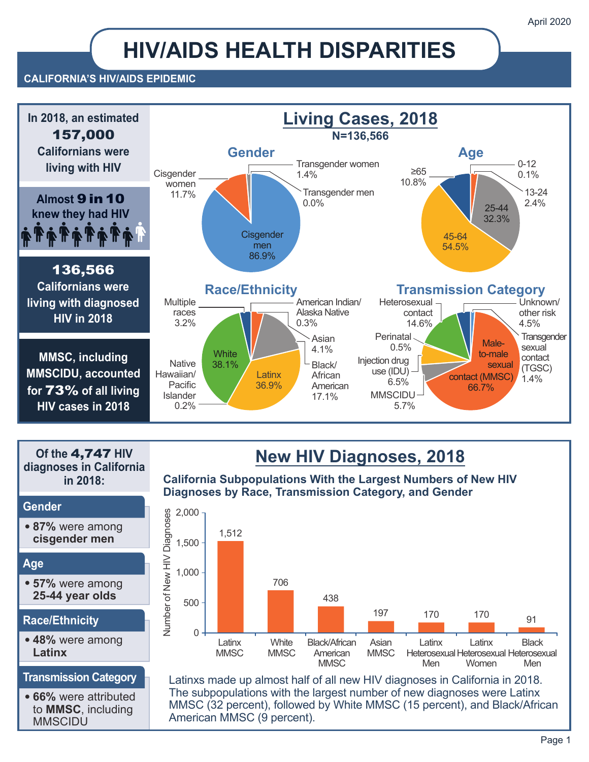April 2020

# HIV/AIDS HEALTH DISPARITIES

**CALIFORNIA'S HIV/AIDS EPIDEMIC**

In 2018, an estimated **157,000** Californians were living with HIV

Almost **9 in 10** knew they had HIV

**136,566** Californians were living with diagnosed HIV in 2018

MMSC, including MMSCIDU, accounted for **73%** of all living HIV cases in 2018

## Living Cases, 2018

**N=136,566**

### Gender

| Category | Percent |
|---|---|
| Cisgender men | 86.9% |
| Cisgender women | 11.7% |
| Transgender women | 1.4% |
| Transgender men | 0.0% |

### Age

| Category | Percent |
|---|---|
| 0-12 | 0.1% |
| 13-24 | 2.4% |
| 25-44 | 32.3% |
| 45-64 | 54.5% |
| ≥65 | 10.8% |

### Race/Ethnicity

| Category | Percent |
|---|---|
| American Indian/ Alaska Native | 0.3% |
| Asian | 4.1% |
| Black/ African American | 17.1% |
| Latinx | 36.9% |
| Native Hawaiian/ Pacific Islander | 0.2% |
| White | 38.1% |
| Multiple races | 3.2% |

### Transmission Category

| Category | Percent |
|---|---|
| Male-to-male sexual contact (MMSC) | 66.7% |
| MMSCIDU | 5.7% |
| Injection drug use (IDU) | 6.5% |
| Perinatal | 0.5% |
| Heterosexual contact | 14.6% |
| Unknown/ other risk | 4.5% |
| Transgender sexual contact (TGSC) | 1.4% |

Of the **4,747** HIV diagnoses in California in 2018:

**Gender**
- **87%** were among **cisgender men**

**Age**
- **57%** were among **25-44 year olds**

**Race/Ethnicity**
- **48%** were among **Latinx**

**Transmission Category**
- **66%** were attributed to **MMSC**, including MMSCIDU

## New HIV Diagnoses, 2018

**California Subpopulations With the Largest Numbers of New HIV Diagnoses by Race, Transmission Category, and Gender**

| Subpopulation | Number of New HIV Diagnoses |
|---|---|
| Latinx MMSC | 1,512 |
| White MMSC | 706 |
| Black/African American MMSC | 438 |
| Asian MMSC | 197 |
| Latinx Heterosexual Men | 170 |
| Latinx Heterosexual Women | 170 |
| Black Heterosexual Men | 91 |

Latinxs made up almost half of all new HIV diagnoses in California in 2018. The subpopulations with the largest number of new diagnoses were Latinx MMSC (32 percent), followed by White MMSC (15 percent), and Black/African American MMSC (9 percent).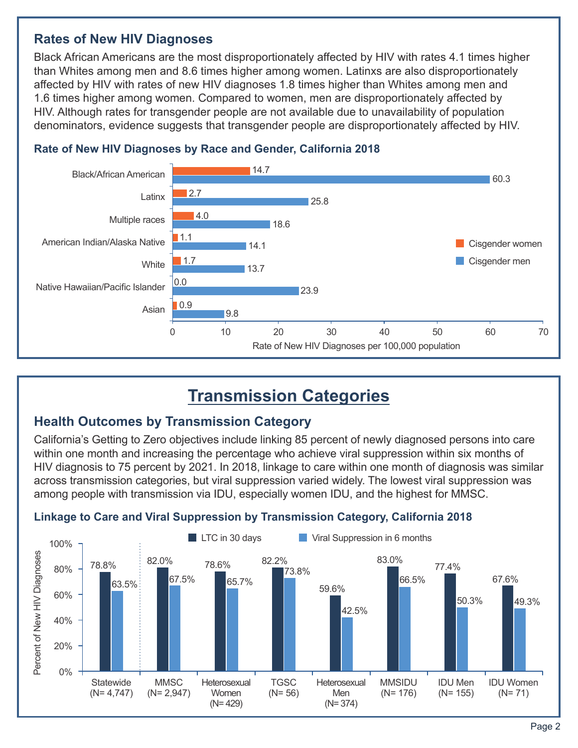## Rates of New HIV Diagnoses

Black African Americans are the most disproportionately affected by HIV with rates 4.1 times higher than Whites among men and 8.6 times higher among women. Latinxs are also disproportionately affected by HIV with rates of new HIV diagnoses 1.8 times higher than Whites among men and 1.6 times higher among women. Compared to women, men are disproportionately affected by HIV. Although rates for transgender people are not available due to unavailability of population denominators, evidence suggests that transgender people are disproportionately affected by HIV.

### Rate of New HIV Diagnoses by Race and Gender, California 2018

| Race | Cisgender women | Cisgender men |
| --- | --- | --- |
| Black/African American | 14.7 | 60.3 |
| Latinx | 2.7 | 25.8 |
| Multiple races | 4.0 | 18.6 |
| American Indian/Alaska Native | 1.1 | 14.1 |
| White | 1.7 | 13.7 |
| Native Hawaiian/Pacific Islander | 0.0 | 23.9 |
| Asian | 0.9 | 9.8 |

Rate of New HIV Diagnoses per 100,000 population

# Transmission Categories

## Health Outcomes by Transmission Category

California's Getting to Zero objectives include linking 85 percent of newly diagnosed persons into care within one month and increasing the percentage who achieve viral suppression within six months of HIV diagnosis to 75 percent by 2021. In 2018, linkage to care within one month of diagnosis was similar across transmission categories, but viral suppression varied widely. The lowest viral suppression was among people with transmission via IDU, especially women IDU, and the highest for MMSC.

### Linkage to Care and Viral Suppression by Transmission Category, California 2018

| Transmission Category | LTC in 30 days | Viral Suppression in 6 months |
| --- | --- | --- |
| Statewide (N= 4,747) | 78.8% | 63.5% |
| MMSC (N= 2,947) | 82.0% | 67.5% |
| Heterosexual Women (N= 429) | 78.6% | 65.7% |
| TGSC (N= 56) | 82.2% | 73.8% |
| Heterosexual Men (N= 374) | 59.6% | 42.5% |
| MMSIDU (N= 176) | 83.0% | 66.5% |
| IDU Men (N= 155) | 77.4% | 50.3% |
| IDU Women (N= 71) | 67.6% | 49.3% |

Percent of New HIV Diagnoses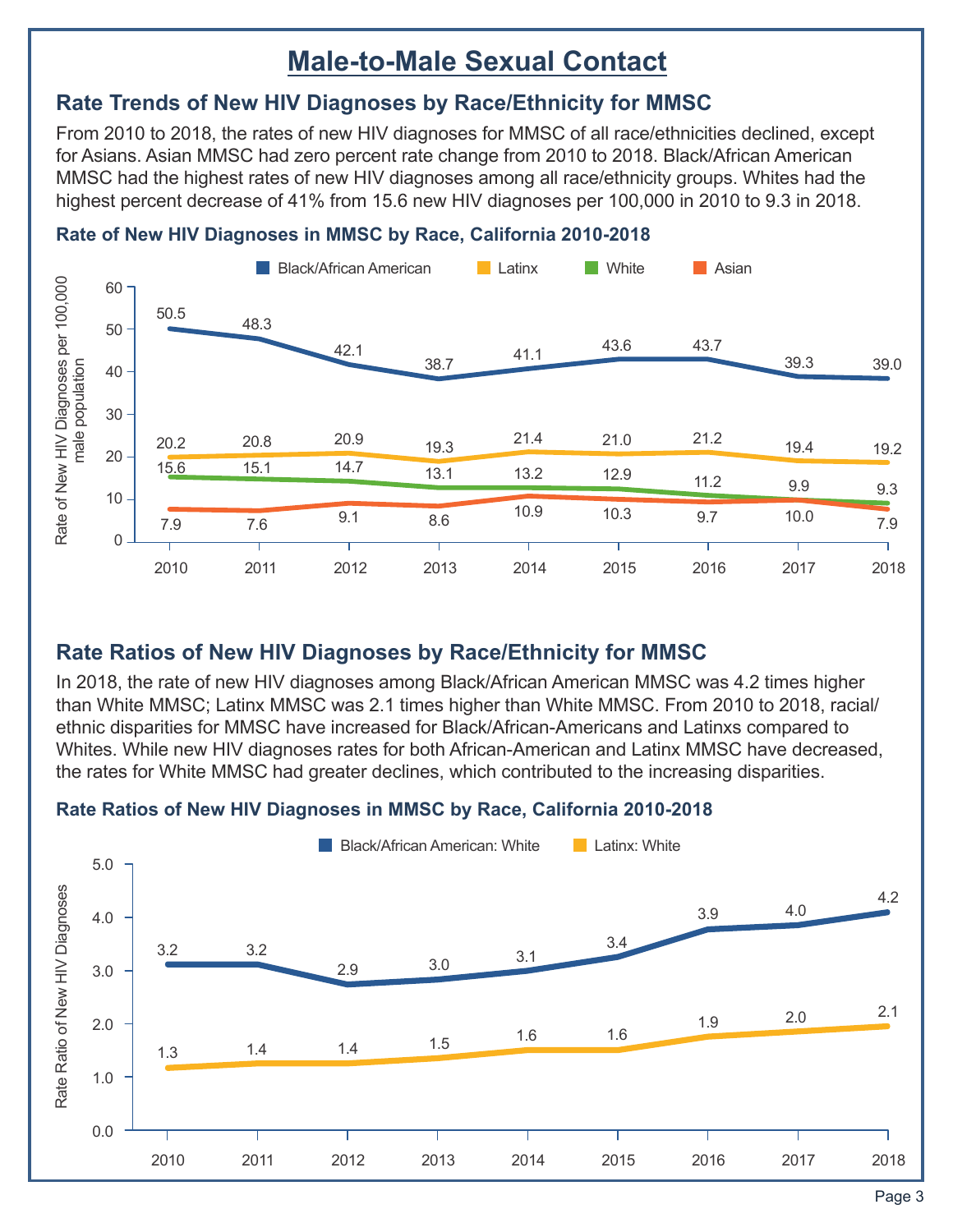# Male-to-Male Sexual Contact

## Rate Trends of New HIV Diagnoses by Race/Ethnicity for MMSC

From 2010 to 2018, the rates of new HIV diagnoses for MMSC of all race/ethnicities declined, except for Asians. Asian MMSC had zero percent rate change from 2010 to 2018. Black/African American MMSC had the highest rates of new HIV diagnoses among all race/ethnicity groups. Whites had the highest percent decrease of 41% from 15.6 new HIV diagnoses per 100,000 in 2010 to 9.3 in 2018.

### Rate of New HIV Diagnoses in MMSC by Race, California 2010-2018

| Year | Black/African American | Latinx | White | Asian |
|---|---|---|---|---|
| 2010 | 50.5 | 20.2 | 15.6 | 7.9 |
| 2011 | 48.3 | 20.8 | 15.1 | 7.6 |
| 2012 | 42.1 | 20.9 | 14.7 | 9.1 |
| 2013 | 38.7 | 19.3 | 13.1 | 8.6 |
| 2014 | 41.1 | 21.4 | 13.2 | 10.9 |
| 2015 | 43.6 | 21.0 | 12.9 | 10.3 |
| 2016 | 43.7 | 21.2 | 11.2 | 9.7 |
| 2017 | 39.3 | 19.4 | 9.9 | 10.0 |
| 2018 | 39.0 | 19.2 | 9.3 | 7.9 |

Rate of New HIV Diagnoses per 100,000 male population

## Rate Ratios of New HIV Diagnoses by Race/Ethnicity for MMSC

In 2018, the rate of new HIV diagnoses among Black/African American MMSC was 4.2 times higher than White MMSC; Latinx MMSC was 2.1 times higher than White MMSC. From 2010 to 2018, racial/ethnic disparities for MMSC have increased for Black/African-Americans and Latinxs compared to Whites. While new HIV diagnoses rates for both African-American and Latinx MMSC have decreased, the rates for White MMSC had greater declines, which contributed to the increasing disparities.

### Rate Ratios of New HIV Diagnoses in MMSC by Race, California 2010-2018

| Year | Black/African American: White | Latinx: White |
|---|---|---|
| 2010 | 3.2 | 1.3 |
| 2011 | 3.2 | 1.4 |
| 2012 | 2.9 | 1.4 |
| 2013 | 3.0 | 1.5 |
| 2014 | 3.1 | 1.6 |
| 2015 | 3.4 | 1.6 |
| 2016 | 3.9 | 1.9 |
| 2017 | 4.0 | 2.0 |
| 2018 | 4.2 | 2.1 |

Rate Ratio of New HIV Diagnoses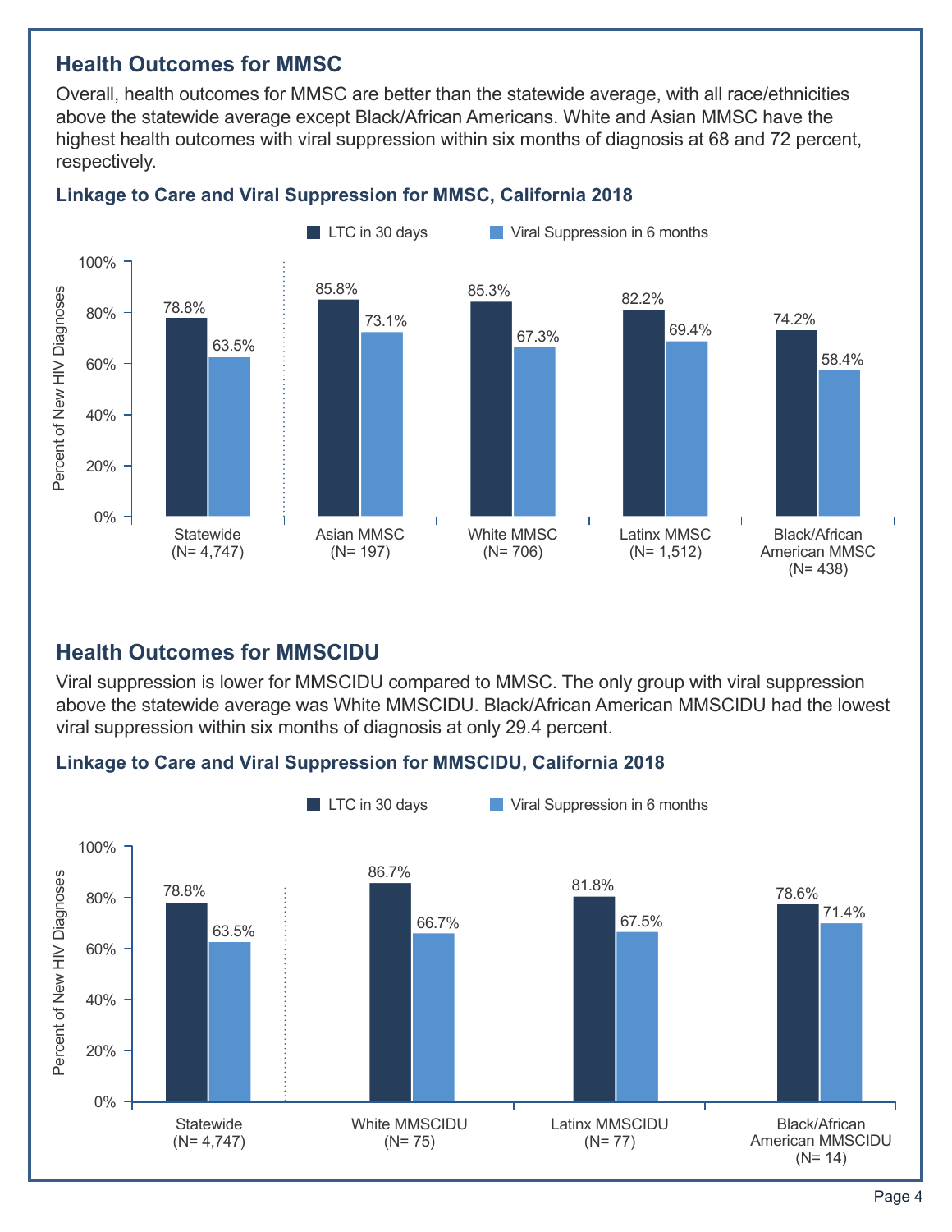## Health Outcomes for MMSC

Overall, health outcomes for MMSC are better than the statewide average, with all race/ethnicities above the statewide average except Black/African Americans. White and Asian MMSC have the highest health outcomes with viral suppression within six months of diagnosis at 68 and 72 percent, respectively.

### Linkage to Care and Viral Suppression for MMSC, California 2018

| Group | LTC in 30 days | Viral Suppression in 6 months |
|---|---|---|
| Statewide (N= 4,747) | 78.8% | 63.5% |
| Asian MMSC (N= 197) | 85.8% | 73.1% |
| White MMSC (N= 706) | 85.3% | 67.3% |
| Latinx MMSC (N= 1,512) | 82.2% | 69.4% |
| Black/African American MMSC (N= 438) | 74.2% | 58.4% |

## Health Outcomes for MMSCIDU

Viral suppression is lower for MMSCIDU compared to MMSC. The only group with viral suppression above the statewide average was White MMSCIDU. Black/African American MMSCIDU had the lowest viral suppression within six months of diagnosis at only 29.4 percent.

### Linkage to Care and Viral Suppression for MMSCIDU, California 2018

| Group | LTC in 30 days | Viral Suppression in 6 months |
|---|---|---|
| Statewide (N= 4,747) | 78.8% | 63.5% |
| White MMSCIDU (N= 75) | 86.7% | 66.7% |
| Latinx MMSCIDU (N= 77) | 81.8% | 67.5% |
| Black/African American MMSCIDU (N= 14) | 78.6% | 71.4% |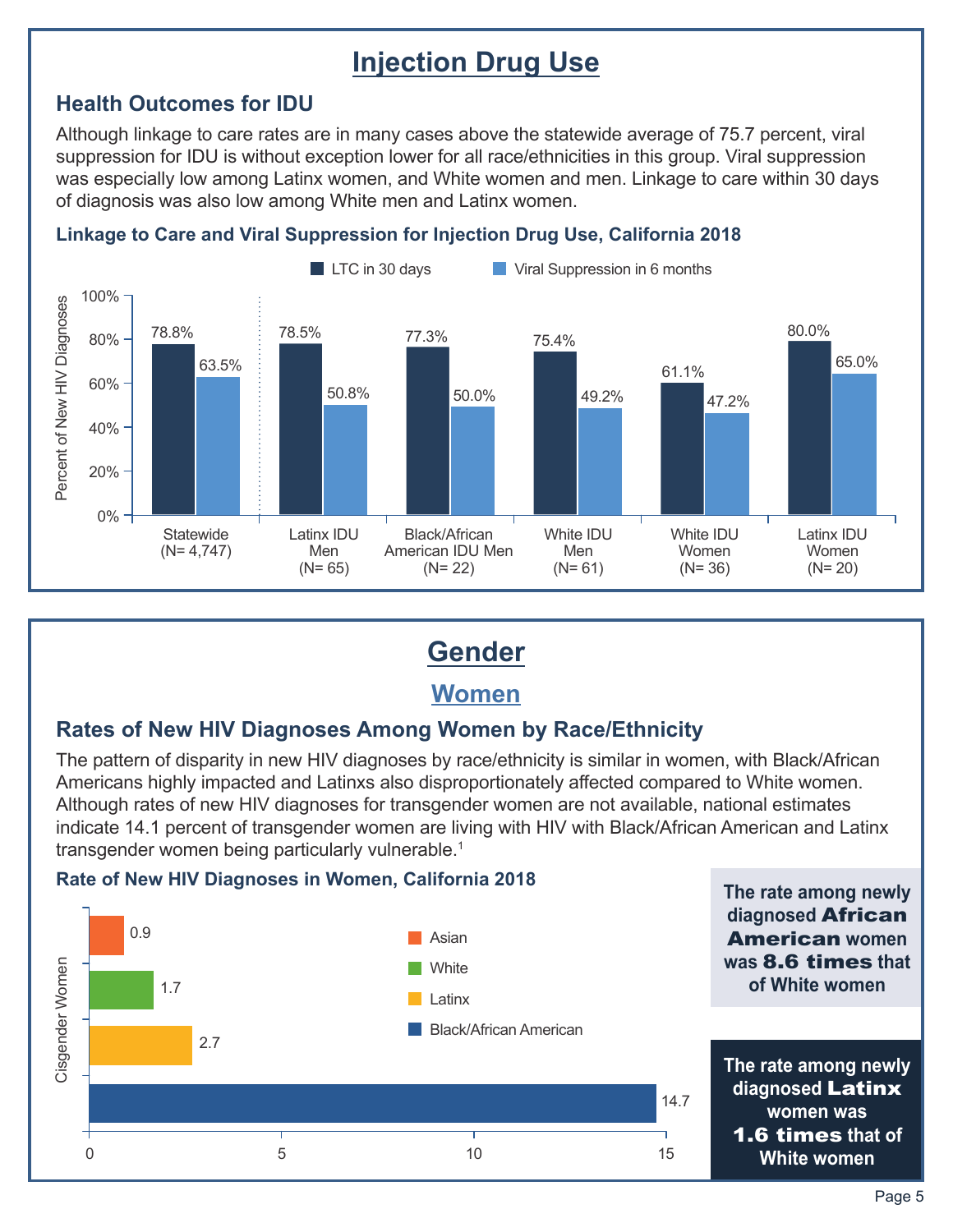# Injection Drug Use

## Health Outcomes for IDU

Although linkage to care rates are in many cases above the statewide average of 75.7 percent, viral suppression for IDU is without exception lower for all race/ethnicities in this group. Viral suppression was especially low among Latinx women, and White women and men. Linkage to care within 30 days of diagnosis was also low among White men and Latinx women.

### Linkage to Care and Viral Suppression for Injection Drug Use, California 2018

| Group | LTC in 30 days | Viral Suppression in 6 months |
|---|---|---|
| Statewide (N= 4,747) | 78.8% | 63.5% |
| Latinx IDU Men (N= 65) | 78.5% | 50.8% |
| Black/African American IDU Men (N= 22) | 77.3% | 50.0% |
| White IDU Men (N= 61) | 75.4% | 49.2% |
| White IDU Women (N= 36) | 61.1% | 47.2% |
| Latinx IDU Women (N= 20) | 80.0% | 65.0% |

# Gender

## Women

### Rates of New HIV Diagnoses Among Women by Race/Ethnicity

The pattern of disparity in new HIV diagnoses by race/ethnicity is similar in women, with Black/African Americans highly impacted and Latinxs also disproportionately affected compared to White women. Although rates of new HIV diagnoses for transgender women are not available, national estimates indicate 14.1 percent of transgender women are living with HIV with Black/African American and Latinx transgender women being particularly vulnerable.[1]

### Rate of New HIV Diagnoses in Women, California 2018

| Cisgender Women | Rate |
|---|---|
| Asian | 0.9 |
| White | 1.7 |
| Latinx | 2.7 |
| Black/African American | 14.7 |

**The rate among newly diagnosed African American women was 8.6 times that of White women**

**The rate among newly diagnosed Latinx women was 1.6 times that of White women**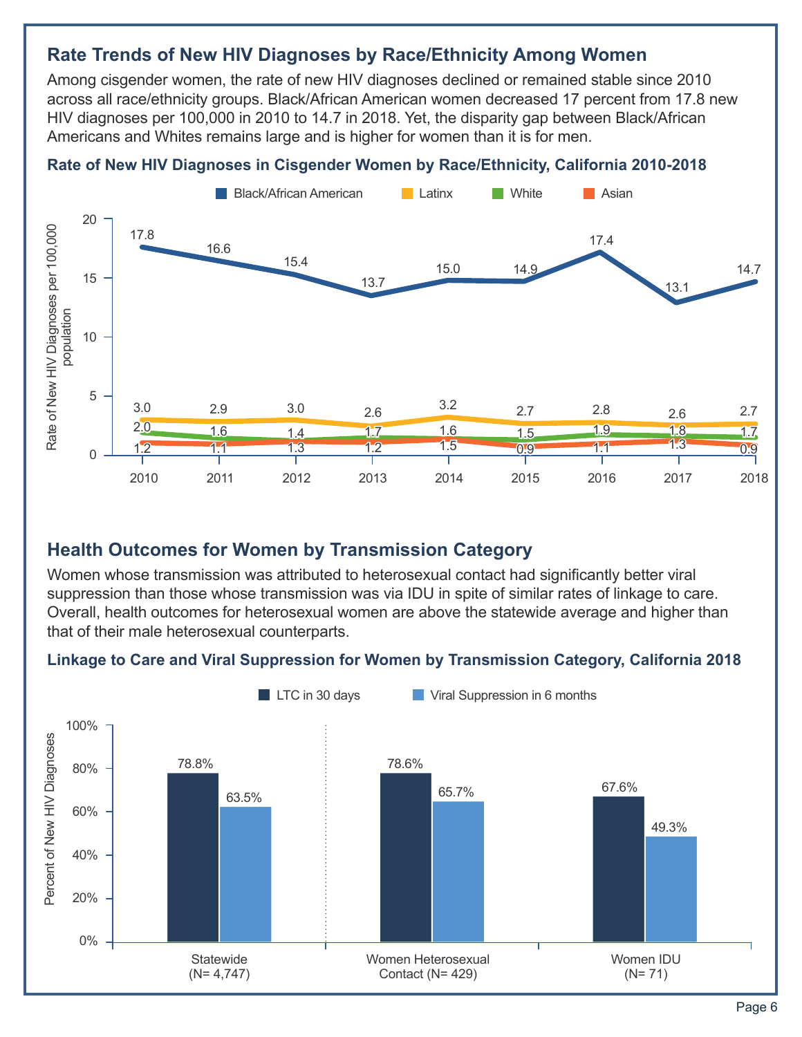## Rate Trends of New HIV Diagnoses by Race/Ethnicity Among Women

Among cisgender women, the rate of new HIV diagnoses declined or remained stable since 2010 across all race/ethnicity groups. Black/African American women decreased 17 percent from 17.8 new HIV diagnoses per 100,000 in 2010 to 14.7 in 2018. Yet, the disparity gap between Black/African Americans and Whites remains large and is higher for women than it is for men.

### Rate of New HIV Diagnoses in Cisgender Women by Race/Ethnicity, California 2010-2018

Rate of New HIV Diagnoses per 100,000 population

| | 2010 | 2011 | 2012 | 2013 | 2014 | 2015 | 2016 | 2017 | 2018 |
|---|---|---|---|---|---|---|---|---|---|
| Black/African American | 17.8 | 16.6 | 15.4 | 13.7 | 15.0 | 14.9 | 17.4 | 13.1 | 14.7 |
| Latinx | 3.0 | 2.9 | 3.0 | 2.6 | 3.2 | 2.7 | 2.8 | 2.6 | 2.7 |
| White | 2.0 | 1.6 | 1.4 | 1.7 | 1.6 | 1.5 | 1.9 | 1.8 | 1.7 |
| Asian | 1.2 | 1.1 | 1.3 | 1.2 | 1.5 | 0.9 | 1.1 | 1.3 | 0.9 |

## Health Outcomes for Women by Transmission Category

Women whose transmission was attributed to heterosexual contact had significantly better viral suppression than those whose transmission was via IDU in spite of similar rates of linkage to care. Overall, health outcomes for heterosexual women are above the statewide average and higher than that of their male heterosexual counterparts.

### Linkage to Care and Viral Suppression for Women by Transmission Category, California 2018

Percent of New HIV Diagnoses

| | LTC in 30 days | Viral Suppression in 6 months |
|---|---|---|
| Statewide (N= 4,747) | 78.8% | 63.5% |
| Women Heterosexual Contact (N= 429) | 78.6% | 65.7% |
| Women IDU (N= 71) | 67.6% | 49.3% |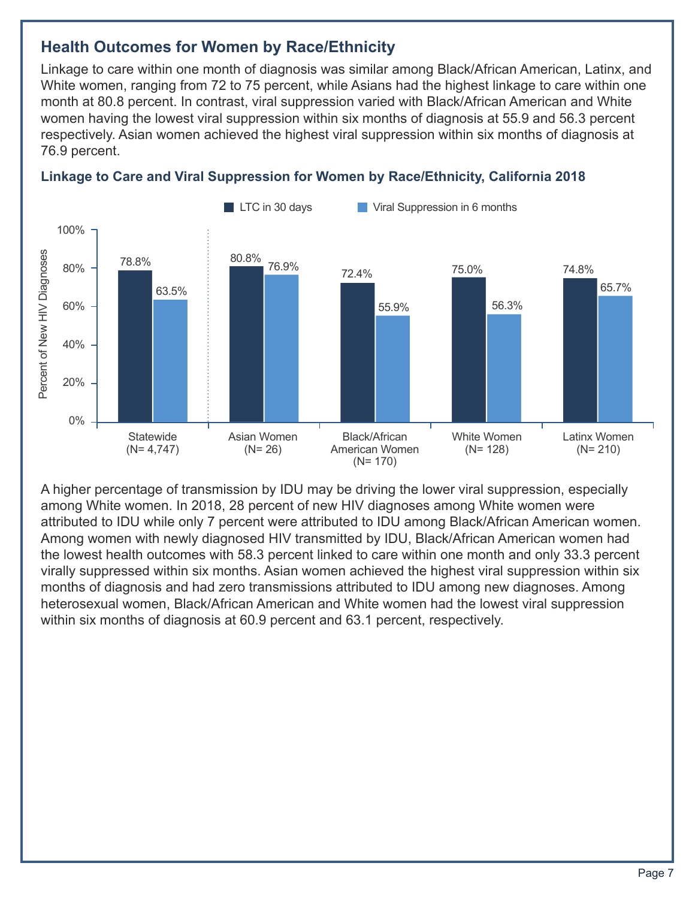## Health Outcomes for Women by Race/Ethnicity

Linkage to care within one month of diagnosis was similar among Black/African American, Latinx, and White women, ranging from 72 to 75 percent, while Asians had the highest linkage to care within one month at 80.8 percent. In contrast, viral suppression varied with Black/African American and White women having the lowest viral suppression within six months of diagnosis at 55.9 and 56.3 percent respectively. Asian women achieved the highest viral suppression within six months of diagnosis at 76.9 percent.

### Linkage to Care and Viral Suppression for Women by Race/Ethnicity, California 2018

| Percent of New HIV Diagnoses | LTC in 30 days | Viral Suppression in 6 months |
|---|---|---|
| Statewide (N= 4,747) | 78.8% | 63.5% |
| Asian Women (N= 26) | 80.8% | 76.9% |
| Black/African American Women (N= 170) | 72.4% | 55.9% |
| White Women (N= 128) | 75.0% | 56.3% |
| Latinx Women (N= 210) | 74.8% | 65.7% |

A higher percentage of transmission by IDU may be driving the lower viral suppression, especially among White women. In 2018, 28 percent of new HIV diagnoses among White women were attributed to IDU while only 7 percent were attributed to IDU among Black/African American women. Among women with newly diagnosed HIV transmitted by IDU, Black/African American women had the lowest health outcomes with 58.3 percent linked to care within one month and only 33.3 percent virally suppressed within six months. Asian women achieved the highest viral suppression within six months of diagnosis and had zero transmissions attributed to IDU among new diagnoses. Among heterosexual women, Black/African American and White women had the lowest viral suppression within six months of diagnosis at 60.9 percent and 63.1 percent, respectively.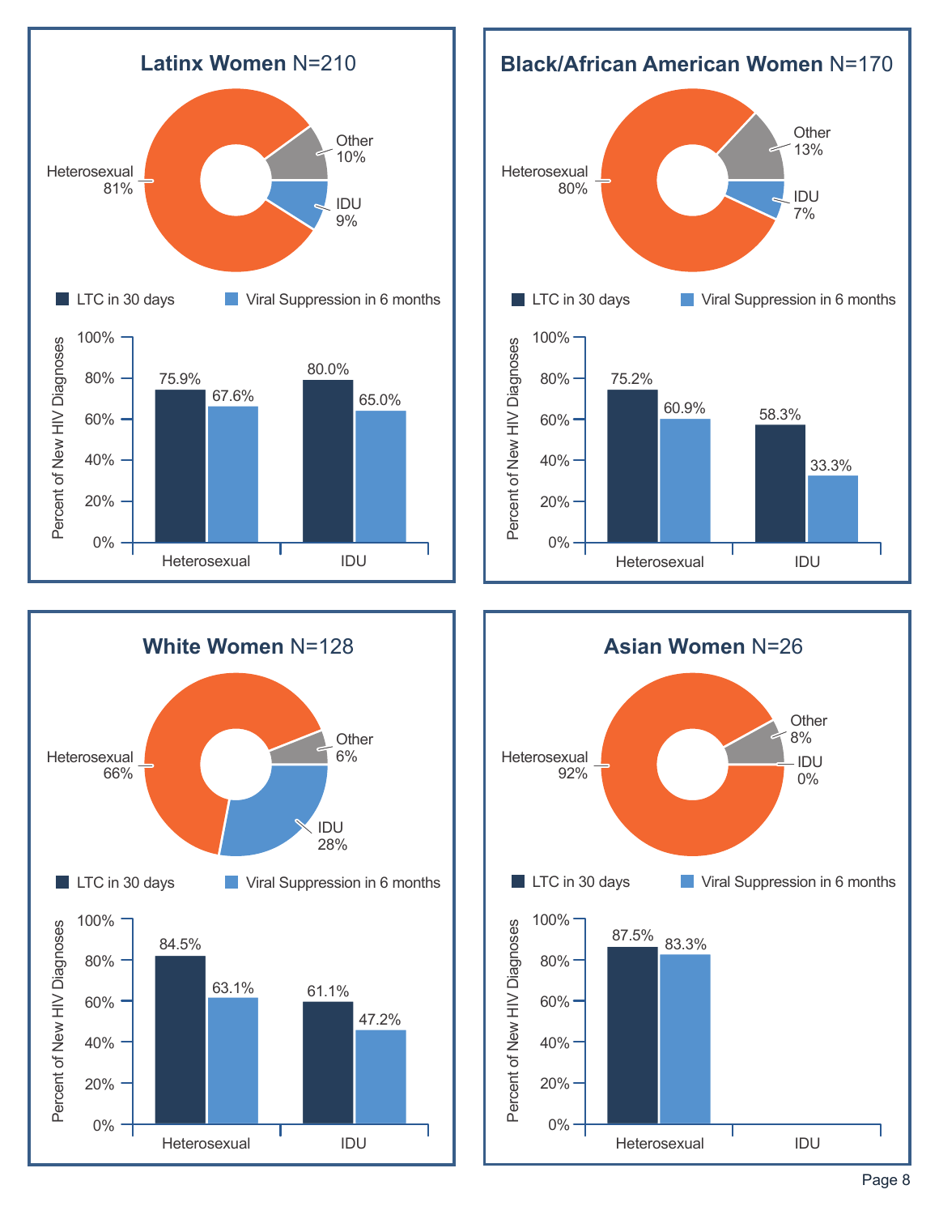## Latinx Women N=210

| Transmission Category | Percent |
|---|---|
| Heterosexual | 81% |
| Other | 10% |
| IDU | 9% |

| Percent of New HIV Diagnoses | LTC in 30 days | Viral Suppression in 6 months |
|---|---|---|
| Heterosexual | 75.9% | 67.6% |
| IDU | 80.0% | 65.0% |

## Black/African American Women N=170

| Transmission Category | Percent |
|---|---|
| Heterosexual | 80% |
| Other | 13% |
| IDU | 7% |

| Percent of New HIV Diagnoses | LTC in 30 days | Viral Suppression in 6 months |
|---|---|---|
| Heterosexual | 75.2% | 60.9% |
| IDU | 58.3% | 33.3% |

## White Women N=128

| Transmission Category | Percent |
|---|---|
| Heterosexual | 66% |
| Other | 6% |
| IDU | 28% |

| Percent of New HIV Diagnoses | LTC in 30 days | Viral Suppression in 6 months |
|---|---|---|
| Heterosexual | 84.5% | 63.1% |
| IDU | 61.1% | 47.2% |

## Asian Women N=26

| Transmission Category | Percent |
|---|---|
| Heterosexual | 92% |
| Other | 8% |
| IDU | 0% |

| Percent of New HIV Diagnoses | LTC in 30 days | Viral Suppression in 6 months |
|---|---|---|
| Heterosexual | 87.5% | 83.3% |
| IDU | | |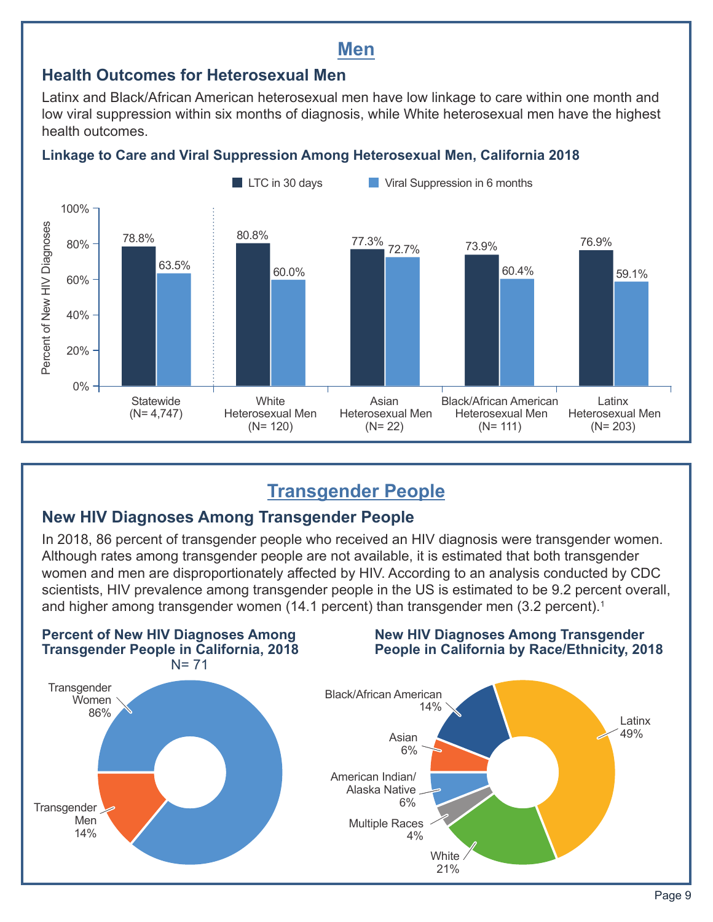# Men

## Health Outcomes for Heterosexual Men

Latinx and Black/African American heterosexual men have low linkage to care within one month and low viral suppression within six months of diagnosis, while White heterosexual men have the highest health outcomes.

### Linkage to Care and Viral Suppression Among Heterosexual Men, California 2018

| | LTC in 30 days | Viral Suppression in 6 months |
|---|---|---|
| Statewide (N= 4,747) | 78.8% | 63.5% |
| White Heterosexual Men (N= 120) | 80.8% | 60.0% |
| Asian Heterosexual Men (N= 22) | 77.3% | 72.7% |
| Black/African American Heterosexual Men (N= 111) | 73.9% | 60.4% |
| Latinx Heterosexual Men (N= 203) | 76.9% | 59.1% |

# Transgender People

## New HIV Diagnoses Among Transgender People

In 2018, 86 percent of transgender people who received an HIV diagnosis were transgender women. Although rates among transgender people are not available, it is estimated that both transgender women and men are disproportionately affected by HIV. According to an analysis conducted by CDC scientists, HIV prevalence among transgender people in the US is estimated to be 9.2 percent overall, and higher among transgender women (14.1 percent) than transgender men (3.2 percent).[1]

### Percent of New HIV Diagnoses Among Transgender People in California, 2018

N= 71

| Group | Percent |
|---|---|
| Transgender Women | 86% |
| Transgender Men | 14% |

### New HIV Diagnoses Among Transgender People in California by Race/Ethnicity, 2018

| Race/Ethnicity | Percent |
|---|---|
| Latinx | 49% |
| White | 21% |
| Black/African American | 14% |
| Asian | 6% |
| American Indian/ Alaska Native | 6% |
| Multiple Races | 4% |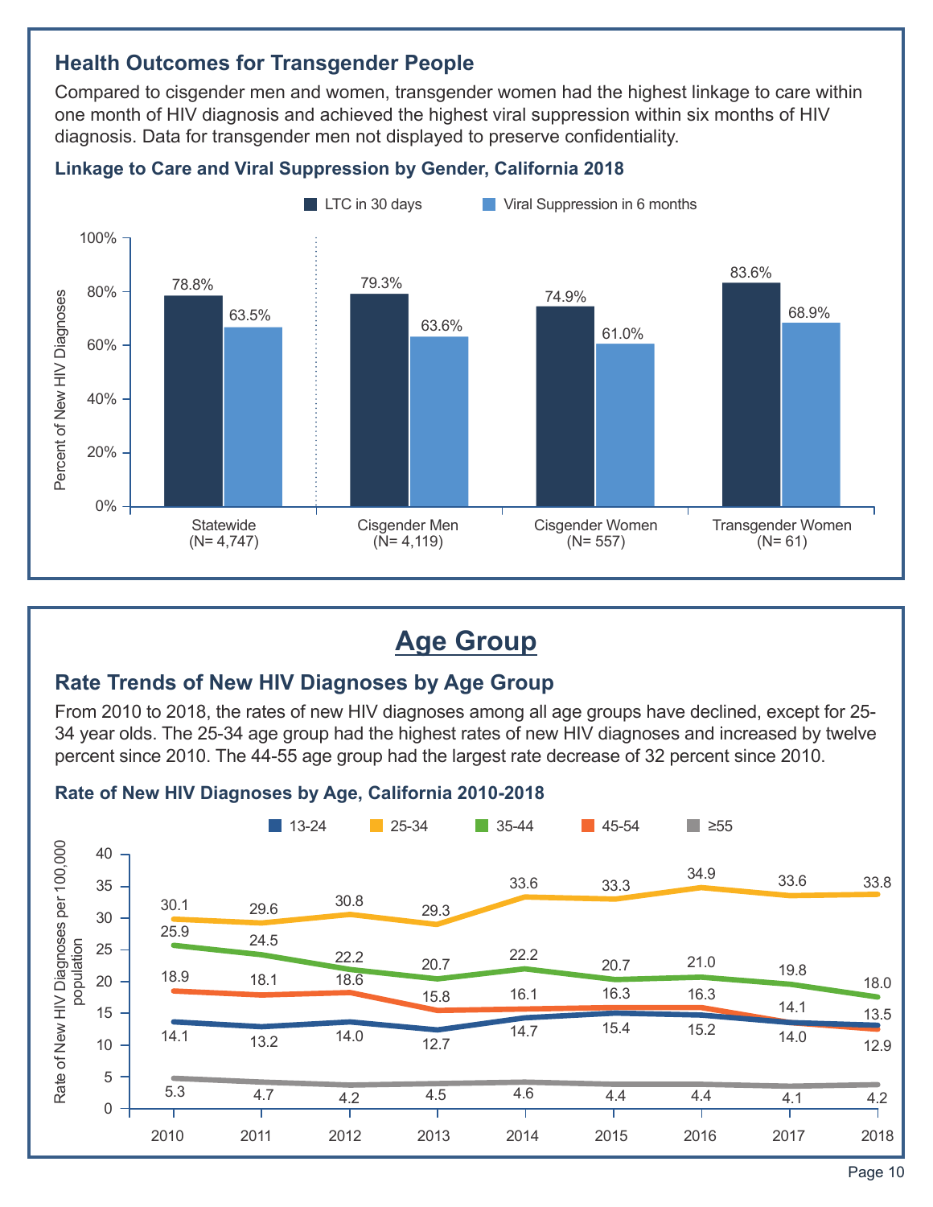## Health Outcomes for Transgender People

Compared to cisgender men and women, transgender women had the highest linkage to care within one month of HIV diagnosis and achieved the highest viral suppression within six months of HIV diagnosis. Data for transgender men not displayed to preserve confidentiality.

### Linkage to Care and Viral Suppression by Gender, California 2018

| | LTC in 30 days | Viral Suppression in 6 months |
|---|---|---|
| Statewide (N= 4,747) | 78.8% | 63.5% |
| Cisgender Men (N= 4,119) | 79.3% | 63.6% |
| Cisgender Women (N= 557) | 74.9% | 61.0% |
| Transgender Women (N= 61) | 83.6% | 68.9% |

# Age Group

## Rate Trends of New HIV Diagnoses by Age Group

From 2010 to 2018, the rates of new HIV diagnoses among all age groups have declined, except for 25-34 year olds. The 25-34 age group had the highest rates of new HIV diagnoses and increased by twelve percent since 2010. The 44-55 age group had the largest rate decrease of 32 percent since 2010.

### Rate of New HIV Diagnoses by Age, California 2010-2018

Rate of New HIV Diagnoses per 100,000 population

| Age | 2010 | 2011 | 2012 | 2013 | 2014 | 2015 | 2016 | 2017 | 2018 |
|---|---|---|---|---|---|---|---|---|---|
| 13-24 | 14.1 | 13.2 | 14.0 | 12.7 | 14.7 | 15.4 | 15.2 | 14.0 | 13.5 |
| 25-34 | 30.1 | 29.6 | 30.8 | 29.3 | 33.6 | 33.3 | 34.9 | 33.6 | 33.8 |
| 35-44 | 25.9 | 24.5 | 22.2 | 20.7 | 22.2 | 20.7 | 21.0 | 19.8 | 18.0 |
| 45-54 | 18.9 | 18.1 | 18.6 | 15.8 | 16.1 | 16.3 | 16.3 | 14.1 | 12.9 |
| ≥55 | 5.3 | 4.7 | 4.2 | 4.5 | 4.6 | 4.4 | 4.4 | 4.1 | 4.2 |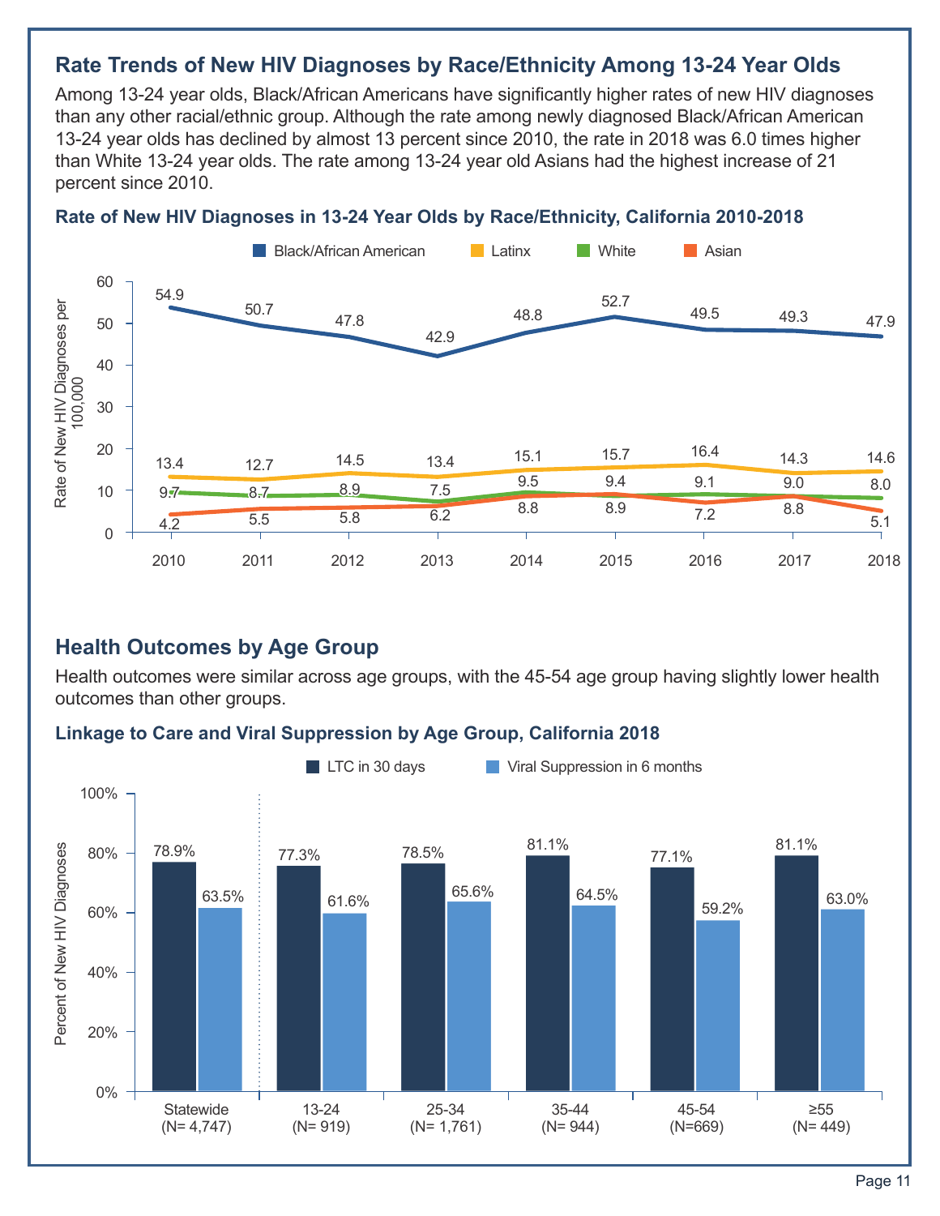## Rate Trends of New HIV Diagnoses by Race/Ethnicity Among 13-24 Year Olds

Among 13-24 year olds, Black/African Americans have significantly higher rates of new HIV diagnoses than any other racial/ethnic group. Although the rate among newly diagnosed Black/African American 13-24 year olds has declined by almost 13 percent since 2010, the rate in 2018 was 6.0 times higher than White 13-24 year olds. The rate among 13-24 year old Asians had the highest increase of 21 percent since 2010.

### Rate of New HIV Diagnoses in 13-24 Year Olds by Race/Ethnicity, California 2010-2018

Rate of New HIV Diagnoses per 100,000

| | 2010 | 2011 | 2012 | 2013 | 2014 | 2015 | 2016 | 2017 | 2018 |
|---|---|---|---|---|---|---|---|---|---|
| Black/African American | 54.9 | 50.7 | 47.8 | 42.9 | 48.8 | 52.7 | 49.5 | 49.3 | 47.9 |
| Latinx | 13.4 | 12.7 | 14.5 | 13.4 | 15.1 | 15.7 | 16.4 | 14.3 | 14.6 |
| White | 9.7 | 8.7 | 8.9 | 7.5 | 9.5 | 9.4 | 9.1 | 9.0 | 8.0 |
| Asian | 4.2 | 5.5 | 5.8 | 6.2 | 8.8 | 8.9 | 7.2 | 8.8 | 5.1 |

## Health Outcomes by Age Group

Health outcomes were similar across age groups, with the 45-54 age group having slightly lower health outcomes than other groups.

### Linkage to Care and Viral Suppression by Age Group, California 2018

Percent of New HIV Diagnoses

| | Statewide (N= 4,747) | 13-24 (N= 919) | 25-34 (N= 1,761) | 35-44 (N= 944) | 45-54 (N=669) | ≥55 (N= 449) |
|---|---|---|---|---|---|---|
| LTC in 30 days | 78.9% | 77.3% | 78.5% | 81.1% | 77.1% | 81.1% |
| Viral Suppression in 6 months | 63.5% | 61.6% | 65.6% | 64.5% | 59.2% | 63.0% |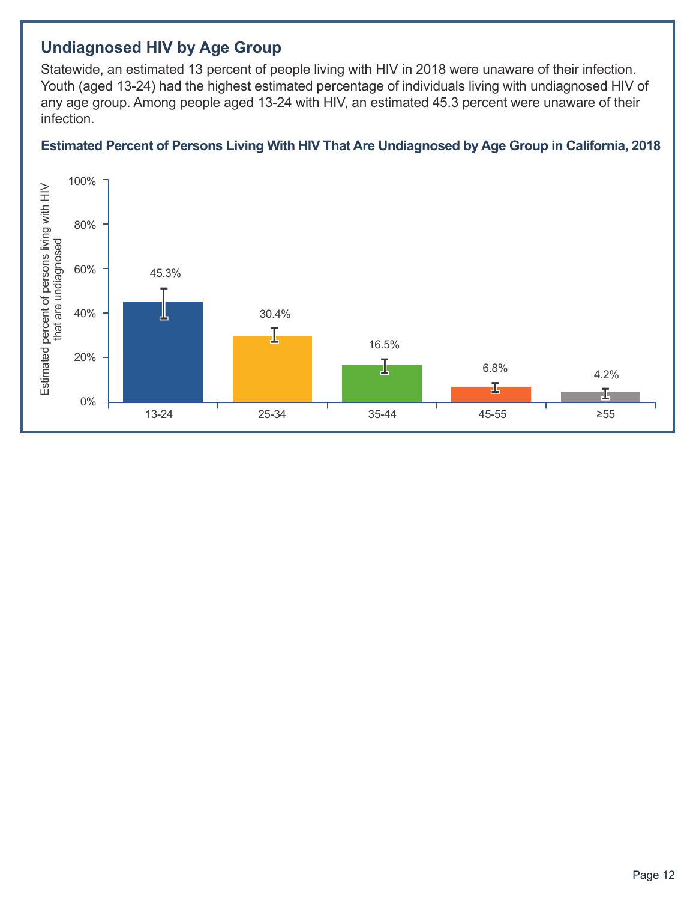## Undiagnosed HIV by Age Group

Statewide, an estimated 13 percent of people living with HIV in 2018 were unaware of their infection. Youth (aged 13-24) had the highest estimated percentage of individuals living with undiagnosed HIV of any age group. Among people aged 13-24 with HIV, an estimated 45.3 percent were unaware of their infection.

### Estimated Percent of Persons Living With HIV That Are Undiagnosed by Age Group in California, 2018

| Age Group | Estimated percent of persons living with HIV that are undiagnosed |
| --- | --- |
| 13-24 | 45.3% |
| 25-34 | 30.4% |
| 35-44 | 16.5% |
| 45-55 | 6.8% |
| ≥55 | 4.2% |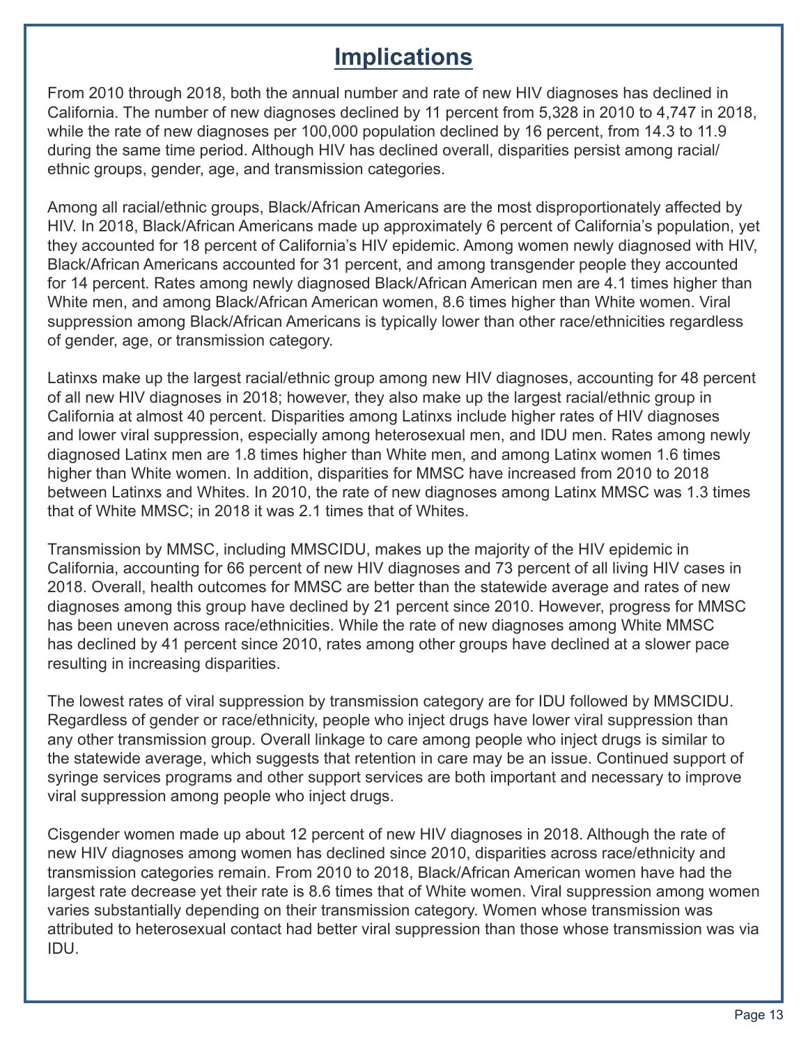# Implications

From 2010 through 2018, both the annual number and rate of new HIV diagnoses has declined in California. The number of new diagnoses declined by 11 percent from 5,328 in 2010 to 4,747 in 2018, while the rate of new diagnoses per 100,000 population declined by 16 percent, from 14.3 to 11.9 during the same time period. Although HIV has declined overall, disparities persist among racial/ ethnic groups, gender, age, and transmission categories.

Among all racial/ethnic groups, Black/African Americans are the most disproportionately affected by HIV. In 2018, Black/African Americans made up approximately 6 percent of California's population, yet they accounted for 18 percent of California's HIV epidemic. Among women newly diagnosed with HIV, Black/African Americans accounted for 31 percent, and among transgender people they accounted for 14 percent. Rates among newly diagnosed Black/African American men are 4.1 times higher than White men, and among Black/African American women, 8.6 times higher than White women. Viral suppression among Black/African Americans is typically lower than other race/ethnicities regardless of gender, age, or transmission category.

Latinxs make up the largest racial/ethnic group among new HIV diagnoses, accounting for 48 percent of all new HIV diagnoses in 2018; however, they also make up the largest racial/ethnic group in California at almost 40 percent. Disparities among Latinxs include higher rates of HIV diagnoses and lower viral suppression, especially among heterosexual men, and IDU men. Rates among newly diagnosed Latinx men are 1.8 times higher than White men, and among Latinx women 1.6 times higher than White women. In addition, disparities for MMSC have increased from 2010 to 2018 between Latinxs and Whites. In 2010, the rate of new diagnoses among Latinx MMSC was 1.3 times that of White MMSC; in 2018 it was 2.1 times that of Whites.

Transmission by MMSC, including MMSCIDU, makes up the majority of the HIV epidemic in California, accounting for 66 percent of new HIV diagnoses and 73 percent of all living HIV cases in 2018. Overall, health outcomes for MMSC are better than the statewide average and rates of new diagnoses among this group have declined by 21 percent since 2010. However, progress for MMSC has been uneven across race/ethnicities. While the rate of new diagnoses among White MMSC has declined by 41 percent since 2010, rates among other groups have declined at a slower pace resulting in increasing disparities.

The lowest rates of viral suppression by transmission category are for IDU followed by MMSCIDU. Regardless of gender or race/ethnicity, people who inject drugs have lower viral suppression than any other transmission group. Overall linkage to care among people who inject drugs is similar to the statewide average, which suggests that retention in care may be an issue. Continued support of syringe services programs and other support services are both important and necessary to improve viral suppression among people who inject drugs.

Cisgender women made up about 12 percent of new HIV diagnoses in 2018. Although the rate of new HIV diagnoses among women has declined since 2010, disparities across race/ethnicity and transmission categories remain. From 2010 to 2018, Black/African American women have had the largest rate decrease yet their rate is 8.6 times that of White women. Viral suppression among women varies substantially depending on their transmission category. Women whose transmission was attributed to heterosexual contact had better viral suppression than those whose transmission was via IDU.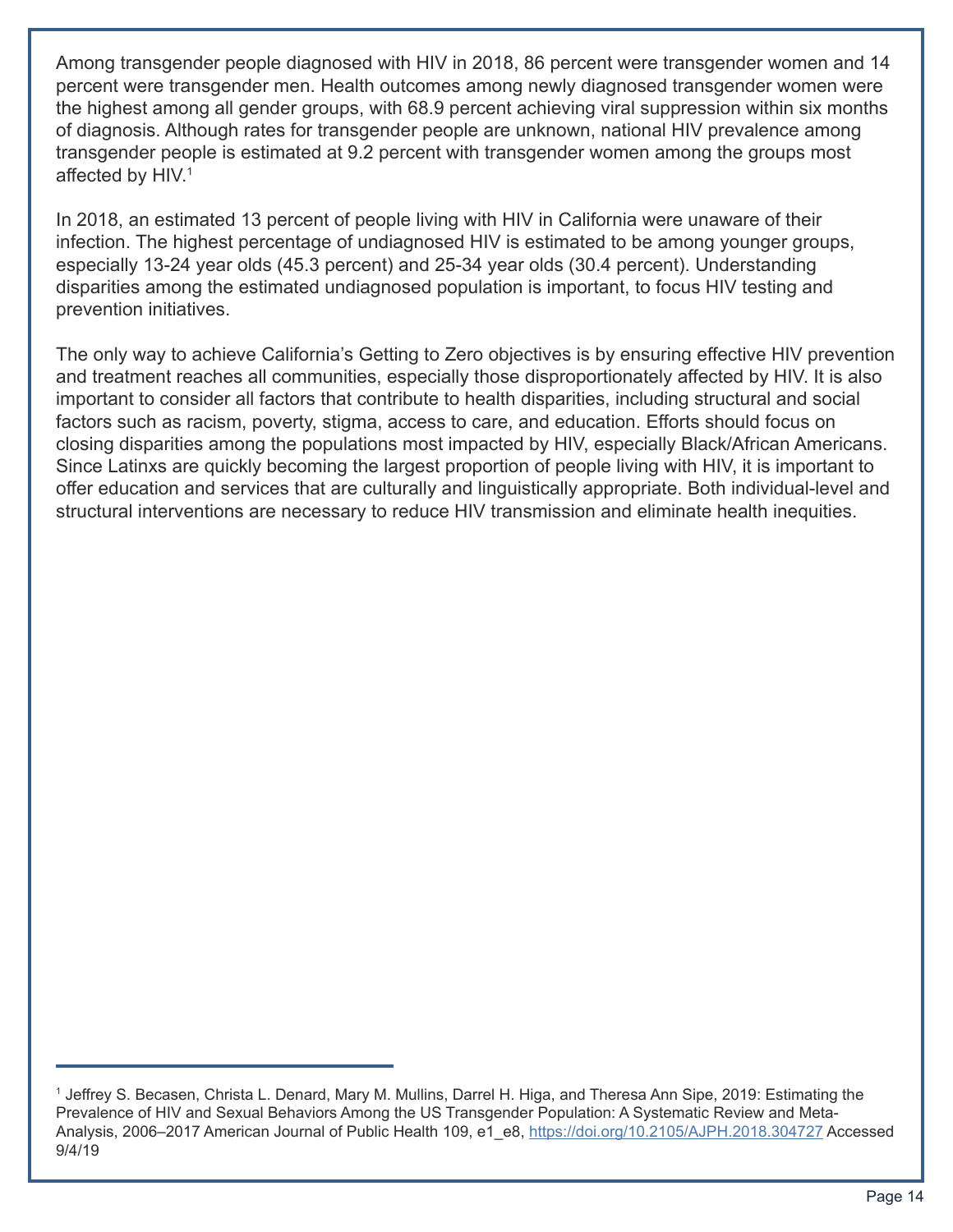Among transgender people diagnosed with HIV in 2018, 86 percent were transgender women and 14 percent were transgender men. Health outcomes among newly diagnosed transgender women were the highest among all gender groups, with 68.9 percent achieving viral suppression within six months of diagnosis. Although rates for transgender people are unknown, national HIV prevalence among transgender people is estimated at 9.2 percent with transgender women among the groups most affected by HIV.[1]

In 2018, an estimated 13 percent of people living with HIV in California were unaware of their infection. The highest percentage of undiagnosed HIV is estimated to be among younger groups, especially 13-24 year olds (45.3 percent) and 25-34 year olds (30.4 percent). Understanding disparities among the estimated undiagnosed population is important, to focus HIV testing and prevention initiatives.

The only way to achieve California's Getting to Zero objectives is by ensuring effective HIV prevention and treatment reaches all communities, especially those disproportionately affected by HIV. It is also important to consider all factors that contribute to health disparities, including structural and social factors such as racism, poverty, stigma, access to care, and education. Efforts should focus on closing disparities among the populations most impacted by HIV, especially Black/African Americans. Since Latinxs are quickly becoming the largest proportion of people living with HIV, it is important to offer education and services that are culturally and linguistically appropriate. Both individual-level and structural interventions are necessary to reduce HIV transmission and eliminate health inequities.

---

[1] Jeffrey S. Becasen, Christa L. Denard, Mary M. Mullins, Darrel H. Higa, and Theresa Ann Sipe, 2019: Estimating the Prevalence of HIV and Sexual Behaviors Among the US Transgender Population: A Systematic Review and Meta-Analysis, 2006–2017 American Journal of Public Health 109, e1_e8, https://doi.org/10.2105/AJPH.2018.304727 Accessed 9/4/19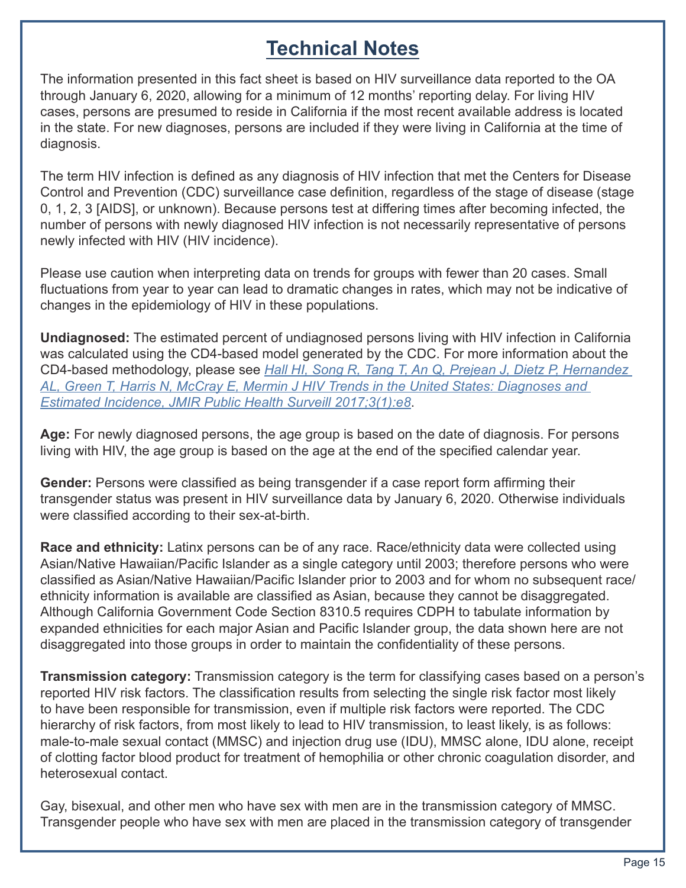# Technical Notes

The information presented in this fact sheet is based on HIV surveillance data reported to the OA through January 6, 2020, allowing for a minimum of 12 months' reporting delay. For living HIV cases, persons are presumed to reside in California if the most recent available address is located in the state. For new diagnoses, persons are included if they were living in California at the time of diagnosis.

The term HIV infection is defined as any diagnosis of HIV infection that met the Centers for Disease Control and Prevention (CDC) surveillance case definition, regardless of the stage of disease (stage 0, 1, 2, 3 [AIDS], or unknown). Because persons test at differing times after becoming infected, the number of persons with newly diagnosed HIV infection is not necessarily representative of persons newly infected with HIV (HIV incidence).

Please use caution when interpreting data on trends for groups with fewer than 20 cases. Small fluctuations from year to year can lead to dramatic changes in rates, which may not be indicative of changes in the epidemiology of HIV in these populations.

**Undiagnosed:** The estimated percent of undiagnosed persons living with HIV infection in California was calculated using the CD4-based model generated by the CDC. For more information about the CD4-based methodology, please see *Hall HI, Song R, Tang T, An Q, Prejean J, Dietz P, Hernandez AL, Green T, Harris N, McCray E, Mermin J HIV Trends in the United States: Diagnoses and Estimated Incidence, JMIR Public Health Surveill 2017;3(1):e8*.

**Age:** For newly diagnosed persons, the age group is based on the date of diagnosis. For persons living with HIV, the age group is based on the age at the end of the specified calendar year.

**Gender:** Persons were classified as being transgender if a case report form affirming their transgender status was present in HIV surveillance data by January 6, 2020. Otherwise individuals were classified according to their sex-at-birth.

**Race and ethnicity:** Latinx persons can be of any race. Race/ethnicity data were collected using Asian/Native Hawaiian/Pacific Islander as a single category until 2003; therefore persons who were classified as Asian/Native Hawaiian/Pacific Islander prior to 2003 and for whom no subsequent race/ethnicity information is available are classified as Asian, because they cannot be disaggregated. Although California Government Code Section 8310.5 requires CDPH to tabulate information by expanded ethnicities for each major Asian and Pacific Islander group, the data shown here are not disaggregated into those groups in order to maintain the confidentiality of these persons.

**Transmission category:** Transmission category is the term for classifying cases based on a person's reported HIV risk factors. The classification results from selecting the single risk factor most likely to have been responsible for transmission, even if multiple risk factors were reported. The CDC hierarchy of risk factors, from most likely to lead to HIV transmission, to least likely, is as follows: male-to-male sexual contact (MMSC) and injection drug use (IDU), MMSC alone, IDU alone, receipt of clotting factor blood product for treatment of hemophilia or other chronic coagulation disorder, and heterosexual contact.

Gay, bisexual, and other men who have sex with men are in the transmission category of MMSC. Transgender people who have sex with men are placed in the transmission category of transgender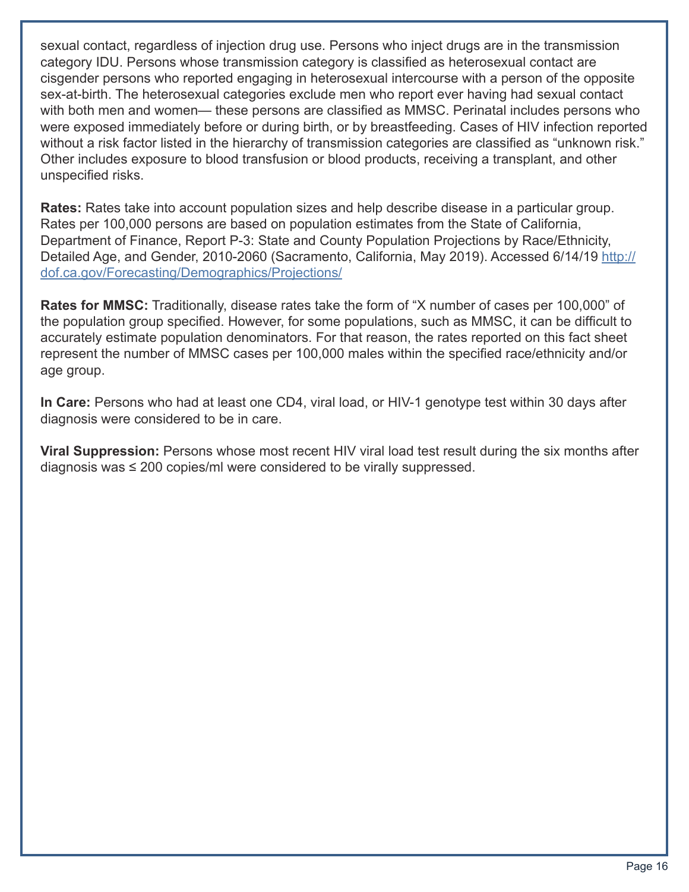sexual contact, regardless of injection drug use. Persons who inject drugs are in the transmission category IDU. Persons whose transmission category is classified as heterosexual contact are cisgender persons who reported engaging in heterosexual intercourse with a person of the opposite sex-at-birth. The heterosexual categories exclude men who report ever having had sexual contact with both men and women— these persons are classified as MMSC. Perinatal includes persons who were exposed immediately before or during birth, or by breastfeeding. Cases of HIV infection reported without a risk factor listed in the hierarchy of transmission categories are classified as "unknown risk." Other includes exposure to blood transfusion or blood products, receiving a transplant, and other unspecified risks.

**Rates:** Rates take into account population sizes and help describe disease in a particular group. Rates per 100,000 persons are based on population estimates from the State of California, Department of Finance, Report P-3: State and County Population Projections by Race/Ethnicity, Detailed Age, and Gender, 2010-2060 (Sacramento, California, May 2019). Accessed 6/14/19 [http://dof.ca.gov/Forecasting/Demographics/Projections/](http://dof.ca.gov/Forecasting/Demographics/Projections/)

**Rates for MMSC:** Traditionally, disease rates take the form of "X number of cases per 100,000" of the population group specified. However, for some populations, such as MMSC, it can be difficult to accurately estimate population denominators. For that reason, the rates reported on this fact sheet represent the number of MMSC cases per 100,000 males within the specified race/ethnicity and/or age group.

**In Care:** Persons who had at least one CD4, viral load, or HIV-1 genotype test within 30 days after diagnosis were considered to be in care.

**Viral Suppression:** Persons whose most recent HIV viral load test result during the six months after diagnosis was ≤ 200 copies/ml were considered to be virally suppressed.